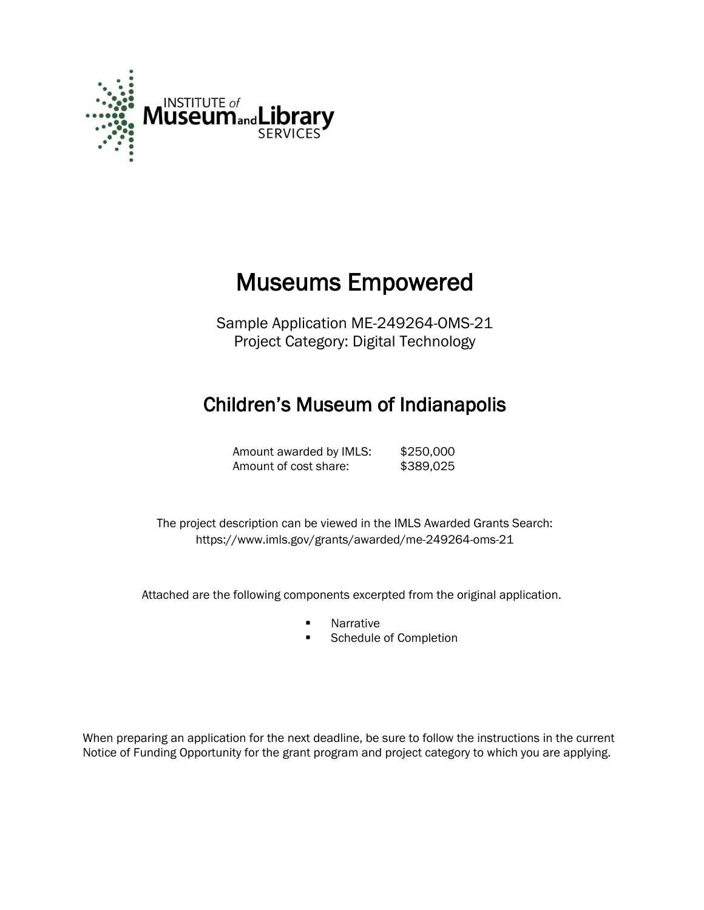INSTITUTE of Museum and Library SERVICES

# Museums Empowered

Sample Application ME-249264-OMS-21
Project Category: Digital Technology

## Children's Museum of Indianapolis

| | |
|---|---|
| Amount awarded by IMLS: | $250,000 |
| Amount of cost share: | $389,025 |

The project description can be viewed in the IMLS Awarded Grants Search:
https://www.imls.gov/grants/awarded/me-249264-oms-21

Attached are the following components excerpted from the original application.

- Narrative
- Schedule of Completion

When preparing an application for the next deadline, be sure to follow the instructions in the current Notice of Funding Opportunity for the grant program and project category to which you are applying.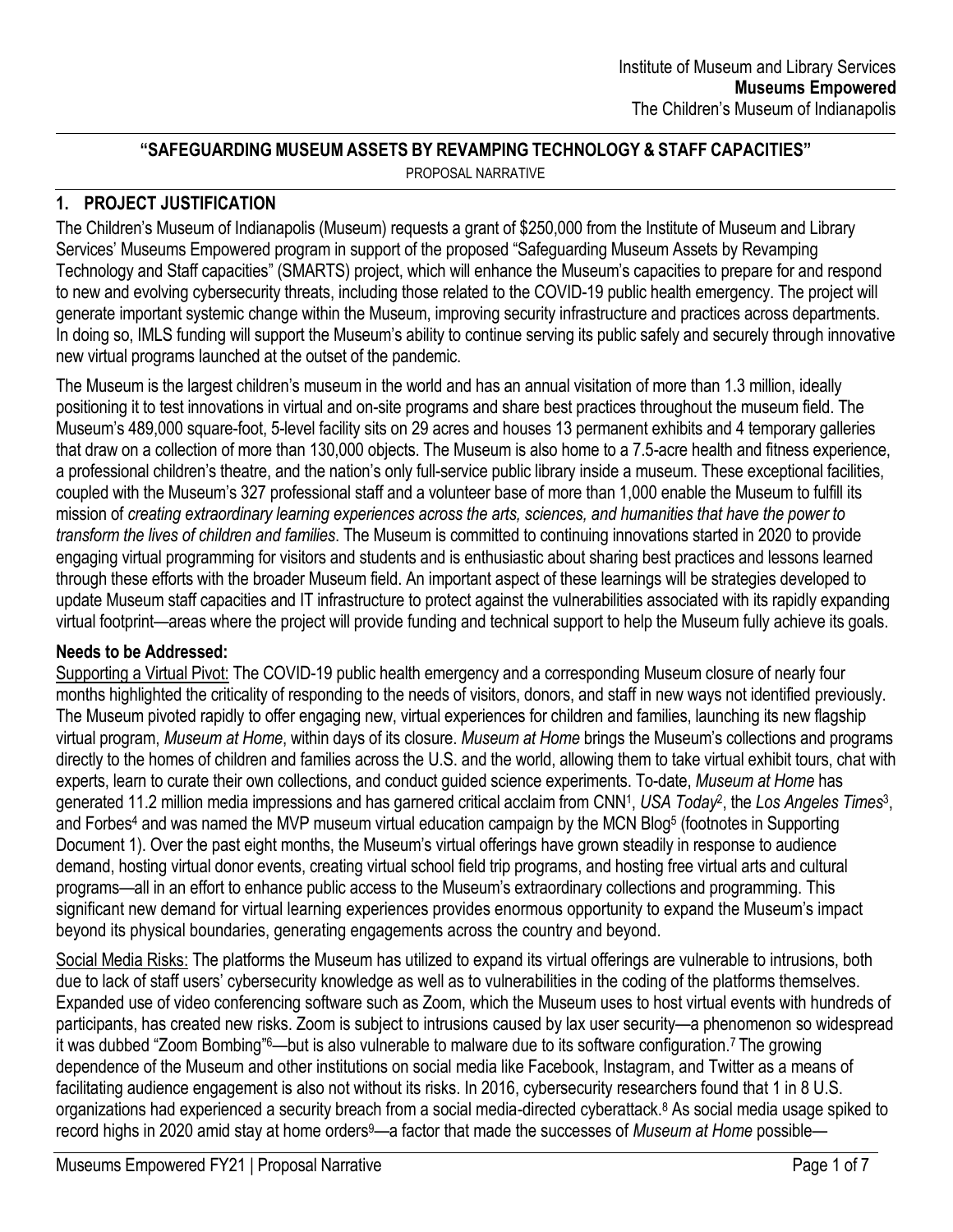## "SAFEGUARDING MUSEUM ASSETS BY REVAMPING TECHNOLOGY & STAFF CAPACITIES"

PROPOSAL NARRATIVE

## 1. PROJECT JUSTIFICATION

The Children's Museum of Indianapolis (Museum) requests a grant of $250,000 from the Institute of Museum and Library Services' Museums Empowered program in support of the proposed "Safeguarding Museum Assets by Revamping Technology and Staff capacities" (SMARTS) project, which will enhance the Museum's capacities to prepare for and respond to new and evolving cybersecurity threats, including those related to the COVID-19 public health emergency. The project will generate important systemic change within the Museum, improving security infrastructure and practices across departments. In doing so, IMLS funding will support the Museum's ability to continue serving its public safely and securely through innovative new virtual programs launched at the outset of the pandemic.

The Museum is the largest children's museum in the world and has an annual visitation of more than 1.3 million, ideally positioning it to test innovations in virtual and on-site programs and share best practices throughout the museum field. The Museum's 489,000 square-foot, 5-level facility sits on 29 acres and houses 13 permanent exhibits and 4 temporary galleries that draw on a collection of more than 130,000 objects. The Museum is also home to a 7.5-acre health and fitness experience, a professional children's theatre, and the nation's only full-service public library inside a museum. These exceptional facilities, coupled with the Museum's 327 professional staff and a volunteer base of more than 1,000 enable the Museum to fulfill its mission of *creating extraordinary learning experiences across the arts, sciences, and humanities that have the power to transform the lives of children and families*. The Museum is committed to continuing innovations started in 2020 to provide engaging virtual programming for visitors and students and is enthusiastic about sharing best practices and lessons learned through these efforts with the broader Museum field. An important aspect of these learnings will be strategies developed to update Museum staff capacities and IT infrastructure to protect against the vulnerabilities associated with its rapidly expanding virtual footprint—areas where the project will provide funding and technical support to help the Museum fully achieve its goals.

**Needs to be Addressed:**

Supporting a Virtual Pivot: The COVID-19 public health emergency and a corresponding Museum closure of nearly four months highlighted the criticality of responding to the needs of visitors, donors, and staff in new ways not identified previously. The Museum pivoted rapidly to offer engaging new, virtual experiences for children and families, launching its new flagship virtual program, *Museum at Home*, within days of its closure. *Museum at Home* brings the Museum's collections and programs directly to the homes of children and families across the U.S. and the world, allowing them to take virtual exhibit tours, chat with experts, learn to curate their own collections, and conduct guided science experiments. To-date, *Museum at Home* has generated 11.2 million media impressions and has garnered critical acclaim from CNN[1], *USA Today*[2], the *Los Angeles Times*[3], and Forbes[4] and was named the MVP museum virtual education campaign by the MCN Blog[5] (footnotes in Supporting Document 1). Over the past eight months, the Museum's virtual offerings have grown steadily in response to audience demand, hosting virtual donor events, creating virtual school field trip programs, and hosting free virtual arts and cultural programs—all in an effort to enhance public access to the Museum's extraordinary collections and programming. This significant new demand for virtual learning experiences provides enormous opportunity to expand the Museum's impact beyond its physical boundaries, generating engagements across the country and beyond.

Social Media Risks: The platforms the Museum has utilized to expand its virtual offerings are vulnerable to intrusions, both due to lack of staff users' cybersecurity knowledge as well as to vulnerabilities in the coding of the platforms themselves. Expanded use of video conferencing software such as Zoom, which the Museum uses to host virtual events with hundreds of participants, has created new risks. Zoom is subject to intrusions caused by lax user security—a phenomenon so widespread it was dubbed "Zoom Bombing"[6]—but is also vulnerable to malware due to its software configuration.[7] The growing dependence of the Museum and other institutions on social media like Facebook, Instagram, and Twitter as a means of facilitating audience engagement is also not without its risks. In 2016, cybersecurity researchers found that 1 in 8 U.S. organizations had experienced a security breach from a social media-directed cyberattack.[8] As social media usage spiked to record highs in 2020 amid stay at home orders[9]—a factor that made the successes of *Museum at Home* possible—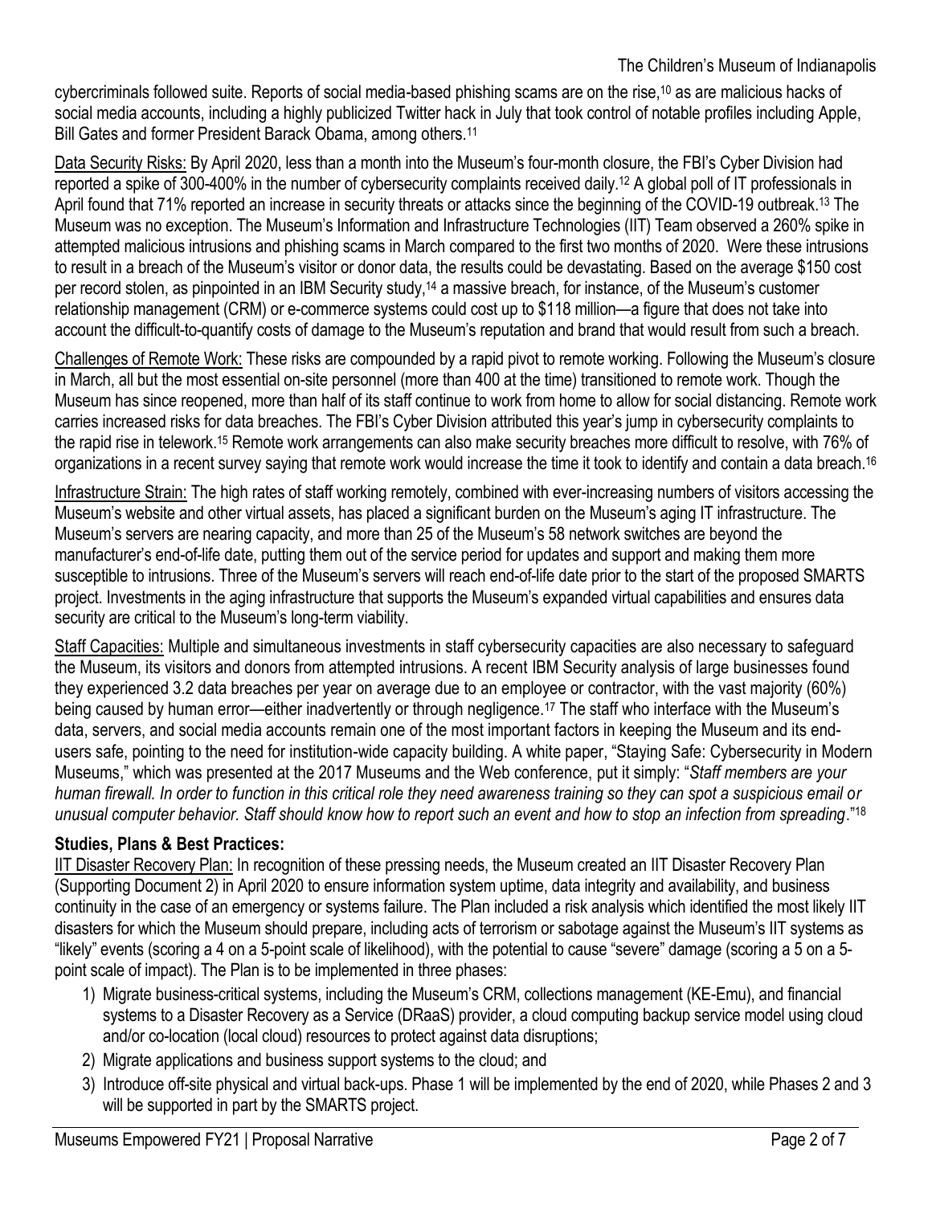cybercriminals followed suite. Reports of social media-based phishing scams are on the rise,[10] as are malicious hacks of social media accounts, including a highly publicized Twitter hack in July that took control of notable profiles including Apple, Bill Gates and former President Barack Obama, among others.[11]

Data Security Risks: By April 2020, less than a month into the Museum's four-month closure, the FBI's Cyber Division had reported a spike of 300-400% in the number of cybersecurity complaints received daily.[12] A global poll of IT professionals in April found that 71% reported an increase in security threats or attacks since the beginning of the COVID-19 outbreak.[13] The Museum was no exception. The Museum's Information and Infrastructure Technologies (IIT) Team observed a 260% spike in attempted malicious intrusions and phishing scams in March compared to the first two months of 2020. Were these intrusions to result in a breach of the Museum's visitor or donor data, the results could be devastating. Based on the average $150 cost per record stolen, as pinpointed in an IBM Security study,[14] a massive breach, for instance, of the Museum's customer relationship management (CRM) or e-commerce systems could cost up to $118 million—a figure that does not take into account the difficult-to-quantify costs of damage to the Museum's reputation and brand that would result from such a breach.

Challenges of Remote Work: These risks are compounded by a rapid pivot to remote working. Following the Museum's closure in March, all but the most essential on-site personnel (more than 400 at the time) transitioned to remote work. Though the Museum has since reopened, more than half of its staff continue to work from home to allow for social distancing. Remote work carries increased risks for data breaches. The FBI's Cyber Division attributed this year's jump in cybersecurity complaints to the rapid rise in telework.[15] Remote work arrangements can also make security breaches more difficult to resolve, with 76% of organizations in a recent survey saying that remote work would increase the time it took to identify and contain a data breach.[16]

Infrastructure Strain: The high rates of staff working remotely, combined with ever-increasing numbers of visitors accessing the Museum's website and other virtual assets, has placed a significant burden on the Museum's aging IT infrastructure. The Museum's servers are nearing capacity, and more than 25 of the Museum's 58 network switches are beyond the manufacturer's end-of-life date, putting them out of the service period for updates and support and making them more susceptible to intrusions. Three of the Museum's servers will reach end-of-life date prior to the start of the proposed SMARTS project. Investments in the aging infrastructure that supports the Museum's expanded virtual capabilities and ensures data security are critical to the Museum's long-term viability.

Staff Capacities: Multiple and simultaneous investments in staff cybersecurity capacities are also necessary to safeguard the Museum, its visitors and donors from attempted intrusions. A recent IBM Security analysis of large businesses found they experienced 3.2 data breaches per year on average due to an employee or contractor, with the vast majority (60%) being caused by human error—either inadvertently or through negligence.[17] The staff who interface with the Museum's data, servers, and social media accounts remain one of the most important factors in keeping the Museum and its end-users safe, pointing to the need for institution-wide capacity building. A white paper, "Staying Safe: Cybersecurity in Modern Museums," which was presented at the 2017 Museums and the Web conference, put it simply: "*Staff members are your human firewall. In order to function in this critical role they need awareness training so they can spot a suspicious email or unusual computer behavior. Staff should know how to report such an event and how to stop an infection from spreading*."[18]

**Studies, Plans & Best Practices:**

IIT Disaster Recovery Plan: In recognition of these pressing needs, the Museum created an IIT Disaster Recovery Plan (Supporting Document 2) in April 2020 to ensure information system uptime, data integrity and availability, and business continuity in the case of an emergency or systems failure. The Plan included a risk analysis which identified the most likely IIT disasters for which the Museum should prepare, including acts of terrorism or sabotage against the Museum's IIT systems as "likely" events (scoring a 4 on a 5-point scale of likelihood), with the potential to cause "severe" damage (scoring a 5 on a 5-point scale of impact). The Plan is to be implemented in three phases:

1) Migrate business-critical systems, including the Museum's CRM, collections management (KE-Emu), and financial systems to a Disaster Recovery as a Service (DRaaS) provider, a cloud computing backup service model using cloud and/or co-location (local cloud) resources to protect against data disruptions;
2) Migrate applications and business support systems to the cloud; and
3) Introduce off-site physical and virtual back-ups. Phase 1 will be implemented by the end of 2020, while Phases 2 and 3 will be supported in part by the SMARTS project.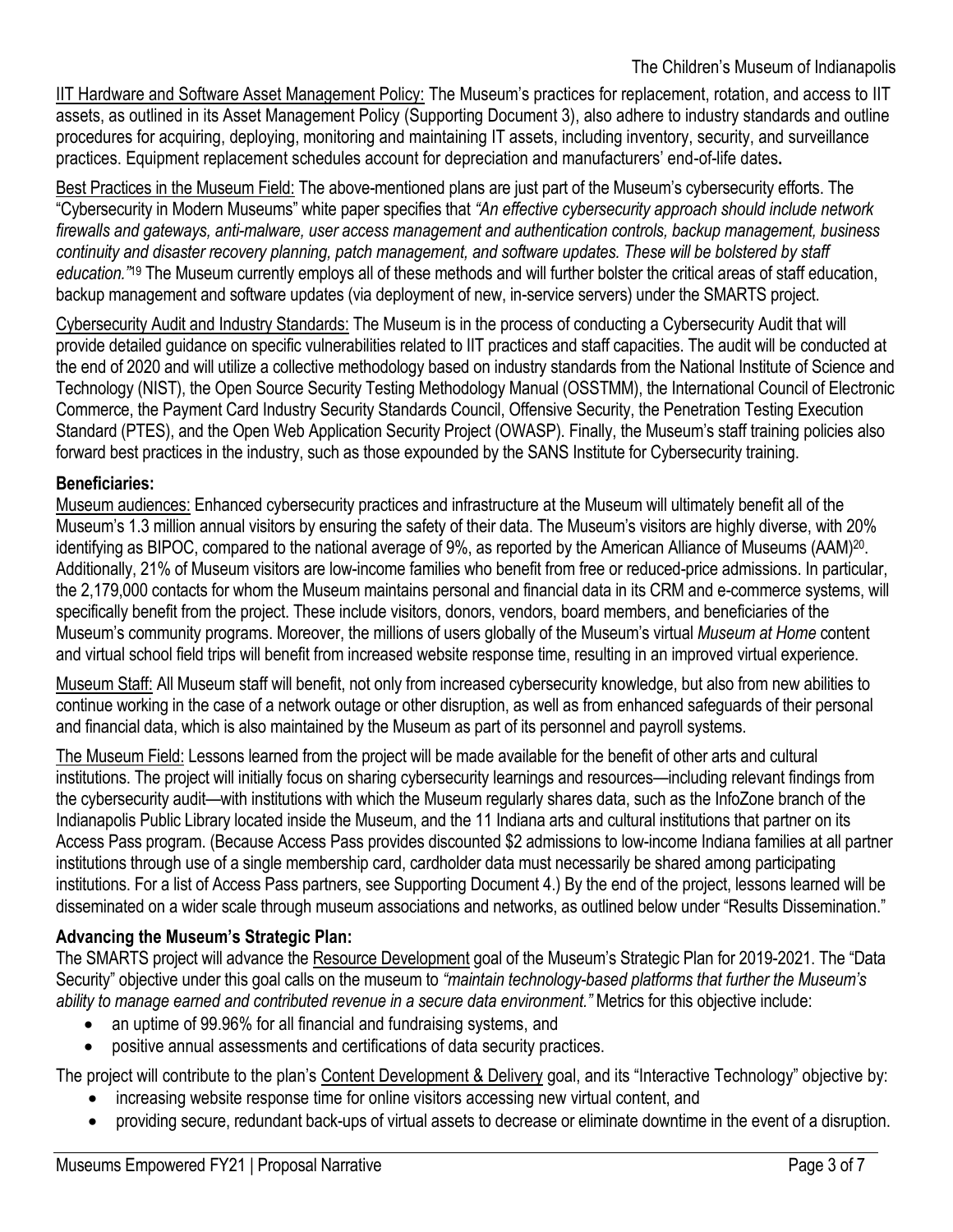IIT Hardware and Software Asset Management Policy: The Museum's practices for replacement, rotation, and access to IIT assets, as outlined in its Asset Management Policy (Supporting Document 3), also adhere to industry standards and outline procedures for acquiring, deploying, monitoring and maintaining IT assets, including inventory, security, and surveillance practices. Equipment replacement schedules account for depreciation and manufacturers' end-of-life dates.

Best Practices in the Museum Field: The above-mentioned plans are just part of the Museum's cybersecurity efforts. The "Cybersecurity in Modern Museums" white paper specifies that *"An effective cybersecurity approach should include network firewalls and gateways, anti-malware, user access management and authentication controls, backup management, business continuity and disaster recovery planning, patch management, and software updates. These will be bolstered by staff education."*[19] The Museum currently employs all of these methods and will further bolster the critical areas of staff education, backup management and software updates (via deployment of new, in-service servers) under the SMARTS project.

Cybersecurity Audit and Industry Standards: The Museum is in the process of conducting a Cybersecurity Audit that will provide detailed guidance on specific vulnerabilities related to IIT practices and staff capacities. The audit will be conducted at the end of 2020 and will utilize a collective methodology based on industry standards from the National Institute of Science and Technology (NIST), the Open Source Security Testing Methodology Manual (OSSTMM), the International Council of Electronic Commerce, the Payment Card Industry Security Standards Council, Offensive Security, the Penetration Testing Execution Standard (PTES), and the Open Web Application Security Project (OWASP). Finally, the Museum's staff training policies also forward best practices in the industry, such as those expounded by the SANS Institute for Cybersecurity training.

**Beneficiaries:**

Museum audiences: Enhanced cybersecurity practices and infrastructure at the Museum will ultimately benefit all of the Museum's 1.3 million annual visitors by ensuring the safety of their data. The Museum's visitors are highly diverse, with 20% identifying as BIPOC, compared to the national average of 9%, as reported by the American Alliance of Museums (AAM)[20]. Additionally, 21% of Museum visitors are low-income families who benefit from free or reduced-price admissions. In particular, the 2,179,000 contacts for whom the Museum maintains personal and financial data in its CRM and e-commerce systems, will specifically benefit from the project. These include visitors, donors, vendors, board members, and beneficiaries of the Museum's community programs. Moreover, the millions of users globally of the Museum's virtual *Museum at Home* content and virtual school field trips will benefit from increased website response time, resulting in an improved virtual experience.

Museum Staff: All Museum staff will benefit, not only from increased cybersecurity knowledge, but also from new abilities to continue working in the case of a network outage or other disruption, as well as from enhanced safeguards of their personal and financial data, which is also maintained by the Museum as part of its personnel and payroll systems.

The Museum Field: Lessons learned from the project will be made available for the benefit of other arts and cultural institutions. The project will initially focus on sharing cybersecurity learnings and resources—including relevant findings from the cybersecurity audit—with institutions with which the Museum regularly shares data, such as the InfoZone branch of the Indianapolis Public Library located inside the Museum, and the 11 Indiana arts and cultural institutions that partner on its Access Pass program. (Because Access Pass provides discounted $2 admissions to low-income Indiana families at all partner institutions through use of a single membership card, cardholder data must necessarily be shared among participating institutions. For a list of Access Pass partners, see Supporting Document 4.) By the end of the project, lessons learned will be disseminated on a wider scale through museum associations and networks, as outlined below under "Results Dissemination."

**Advancing the Museum's Strategic Plan:**

The SMARTS project will advance the Resource Development goal of the Museum's Strategic Plan for 2019-2021. The "Data Security" objective under this goal calls on the museum to *"maintain technology-based platforms that further the Museum's ability to manage earned and contributed revenue in a secure data environment."* Metrics for this objective include:

- an uptime of 99.96% for all financial and fundraising systems, and
- positive annual assessments and certifications of data security practices.

The project will contribute to the plan's Content Development & Delivery goal, and its "Interactive Technology" objective by:

- increasing website response time for online visitors accessing new virtual content, and
- providing secure, redundant back-ups of virtual assets to decrease or eliminate downtime in the event of a disruption.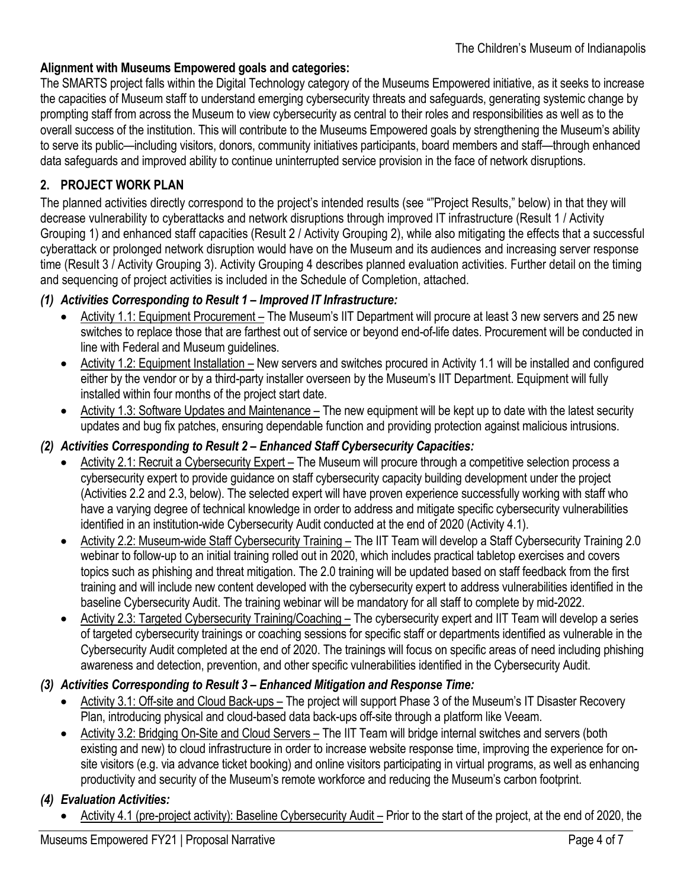**Alignment with Museums Empowered goals and categories:**

The SMARTS project falls within the Digital Technology category of the Museums Empowered initiative, as it seeks to increase the capacities of Museum staff to understand emerging cybersecurity threats and safeguards, generating systemic change by prompting staff from across the Museum to view cybersecurity as central to their roles and responsibilities as well as to the overall success of the institution. This will contribute to the Museums Empowered goals by strengthening the Museum's ability to serve its public—including visitors, donors, community initiatives participants, board members and staff—through enhanced data safeguards and improved ability to continue uninterrupted service provision in the face of network disruptions.

## 2. PROJECT WORK PLAN

The planned activities directly correspond to the project's intended results (see ""Project Results," below) in that they will decrease vulnerability to cyberattacks and network disruptions through improved IT infrastructure (Result 1 / Activity Grouping 1) and enhanced staff capacities (Result 2 / Activity Grouping 2), while also mitigating the effects that a successful cyberattack or prolonged network disruption would have on the Museum and its audiences and increasing server response time (Result 3 / Activity Grouping 3). Activity Grouping 4 describes planned evaluation activities. Further detail on the timing and sequencing of project activities is included in the Schedule of Completion, attached.

### *(1) Activities Corresponding to Result 1 – Improved IT Infrastructure:*

- Activity 1.1: Equipment Procurement – The Museum's IIT Department will procure at least 3 new servers and 25 new switches to replace those that are farthest out of service or beyond end-of-life dates. Procurement will be conducted in line with Federal and Museum guidelines.
- Activity 1.2: Equipment Installation – New servers and switches procured in Activity 1.1 will be installed and configured either by the vendor or by a third-party installer overseen by the Museum's IIT Department. Equipment will fully installed within four months of the project start date.
- Activity 1.3: Software Updates and Maintenance – The new equipment will be kept up to date with the latest security updates and bug fix patches, ensuring dependable function and providing protection against malicious intrusions.

### *(2) Activities Corresponding to Result 2 – Enhanced Staff Cybersecurity Capacities:*

- Activity 2.1: Recruit a Cybersecurity Expert – The Museum will procure through a competitive selection process a cybersecurity expert to provide guidance on staff cybersecurity capacity building development under the project (Activities 2.2 and 2.3, below). The selected expert will have proven experience successfully working with staff who have a varying degree of technical knowledge in order to address and mitigate specific cybersecurity vulnerabilities identified in an institution-wide Cybersecurity Audit conducted at the end of 2020 (Activity 4.1).
- Activity 2.2: Museum-wide Staff Cybersecurity Training – The IIT Team will develop a Staff Cybersecurity Training 2.0 webinar to follow-up to an initial training rolled out in 2020, which includes practical tabletop exercises and covers topics such as phishing and threat mitigation. The 2.0 training will be updated based on staff feedback from the first training and will include new content developed with the cybersecurity expert to address vulnerabilities identified in the baseline Cybersecurity Audit. The training webinar will be mandatory for all staff to complete by mid-2022.
- Activity 2.3: Targeted Cybersecurity Training/Coaching – The cybersecurity expert and IIT Team will develop a series of targeted cybersecurity trainings or coaching sessions for specific staff or departments identified as vulnerable in the Cybersecurity Audit completed at the end of 2020. The trainings will focus on specific areas of need including phishing awareness and detection, prevention, and other specific vulnerabilities identified in the Cybersecurity Audit.

### *(3) Activities Corresponding to Result 3 – Enhanced Mitigation and Response Time:*

- Activity 3.1: Off-site and Cloud Back-ups – The project will support Phase 3 of the Museum's IT Disaster Recovery Plan, introducing physical and cloud-based data back-ups off-site through a platform like Veeam.
- Activity 3.2: Bridging On-Site and Cloud Servers – The IIT Team will bridge internal switches and servers (both existing and new) to cloud infrastructure in order to increase website response time, improving the experience for on-site visitors (e.g. via advance ticket booking) and online visitors participating in virtual programs, as well as enhancing productivity and security of the Museum's remote workforce and reducing the Museum's carbon footprint.

### *(4) Evaluation Activities:*

- Activity 4.1 (pre-project activity): Baseline Cybersecurity Audit – Prior to the start of the project, at the end of 2020, the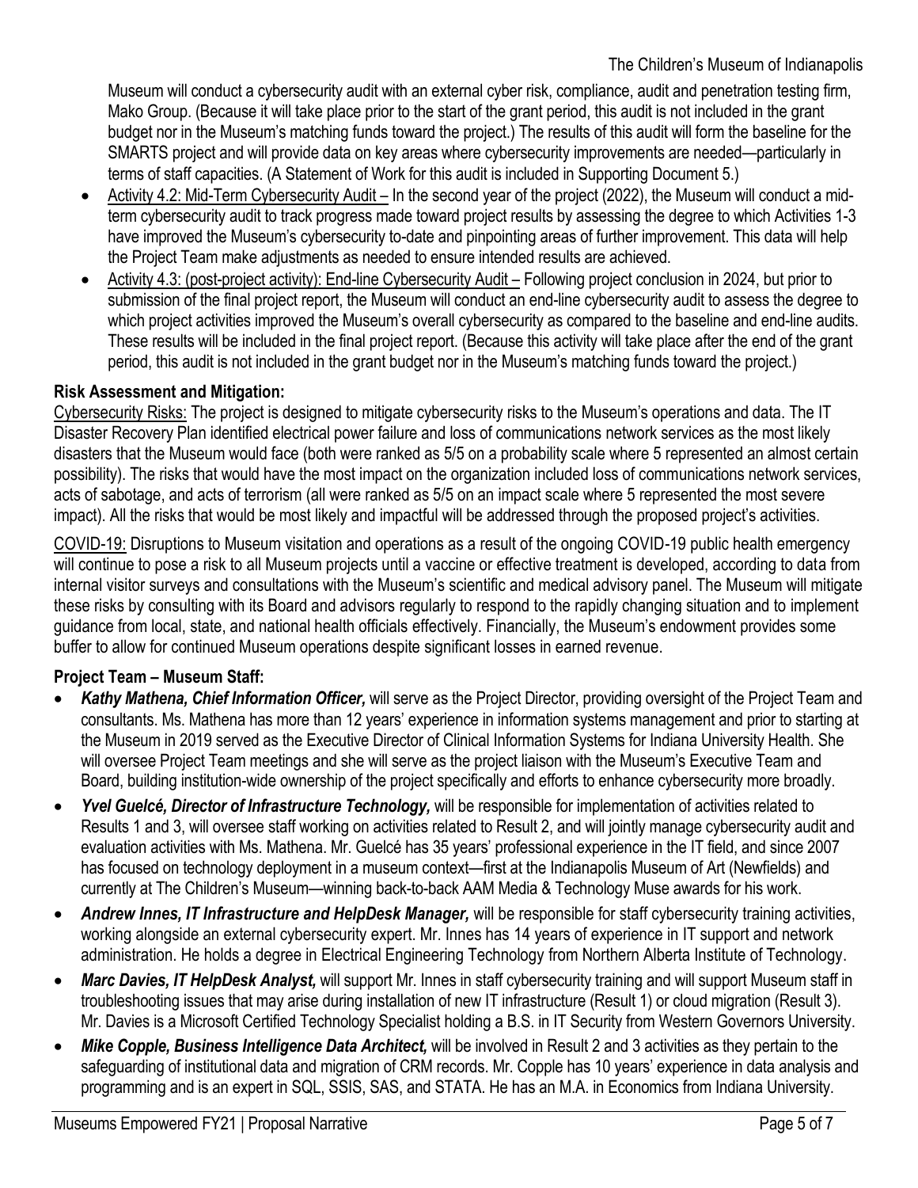Museum will conduct a cybersecurity audit with an external cyber risk, compliance, audit and penetration testing firm, Mako Group. (Because it will take place prior to the start of the grant period, this audit is not included in the grant budget nor in the Museum's matching funds toward the project.) The results of this audit will form the baseline for the SMARTS project and will provide data on key areas where cybersecurity improvements are needed—particularly in terms of staff capacities. (A Statement of Work for this audit is included in Supporting Document 5.)

- Activity 4.2: Mid-Term Cybersecurity Audit – In the second year of the project (2022), the Museum will conduct a mid-term cybersecurity audit to track progress made toward project results by assessing the degree to which Activities 1-3 have improved the Museum's cybersecurity to-date and pinpointing areas of further improvement. This data will help the Project Team make adjustments as needed to ensure intended results are achieved.
- Activity 4.3: (post-project activity): End-line Cybersecurity Audit – Following project conclusion in 2024, but prior to submission of the final project report, the Museum will conduct an end-line cybersecurity audit to assess the degree to which project activities improved the Museum's overall cybersecurity as compared to the baseline and end-line audits. These results will be included in the final project report. (Because this activity will take place after the end of the grant period, this audit is not included in the grant budget nor in the Museum's matching funds toward the project.)

**Risk Assessment and Mitigation:**

Cybersecurity Risks: The project is designed to mitigate cybersecurity risks to the Museum's operations and data. The IT Disaster Recovery Plan identified electrical power failure and loss of communications network services as the most likely disasters that the Museum would face (both were ranked as 5/5 on a probability scale where 5 represented an almost certain possibility). The risks that would have the most impact on the organization included loss of communications network services, acts of sabotage, and acts of terrorism (all were ranked as 5/5 on an impact scale where 5 represented the most severe impact). All the risks that would be most likely and impactful will be addressed through the proposed project's activities.

COVID-19: Disruptions to Museum visitation and operations as a result of the ongoing COVID-19 public health emergency will continue to pose a risk to all Museum projects until a vaccine or effective treatment is developed, according to data from internal visitor surveys and consultations with the Museum's scientific and medical advisory panel. The Museum will mitigate these risks by consulting with its Board and advisors regularly to respond to the rapidly changing situation and to implement guidance from local, state, and national health officials effectively. Financially, the Museum's endowment provides some buffer to allow for continued Museum operations despite significant losses in earned revenue.

**Project Team – Museum Staff:**

- ***Kathy Mathena, Chief Information Officer,*** will serve as the Project Director, providing oversight of the Project Team and consultants. Ms. Mathena has more than 12 years' experience in information systems management and prior to starting at the Museum in 2019 served as the Executive Director of Clinical Information Systems for Indiana University Health. She will oversee Project Team meetings and she will serve as the project liaison with the Museum's Executive Team and Board, building institution-wide ownership of the project specifically and efforts to enhance cybersecurity more broadly.
- ***Yvel Guelcé, Director of Infrastructure Technology,*** will be responsible for implementation of activities related to Results 1 and 3, will oversee staff working on activities related to Result 2, and will jointly manage cybersecurity audit and evaluation activities with Ms. Mathena. Mr. Guelcé has 35 years' professional experience in the IT field, and since 2007 has focused on technology deployment in a museum context—first at the Indianapolis Museum of Art (Newfields) and currently at The Children's Museum—winning back-to-back AAM Media & Technology Muse awards for his work.
- ***Andrew Innes, IT Infrastructure and HelpDesk Manager,*** will be responsible for staff cybersecurity training activities, working alongside an external cybersecurity expert. Mr. Innes has 14 years of experience in IT support and network administration. He holds a degree in Electrical Engineering Technology from Northern Alberta Institute of Technology.
- ***Marc Davies, IT HelpDesk Analyst,*** will support Mr. Innes in staff cybersecurity training and will support Museum staff in troubleshooting issues that may arise during installation of new IT infrastructure (Result 1) or cloud migration (Result 3). Mr. Davies is a Microsoft Certified Technology Specialist holding a B.S. in IT Security from Western Governors University.
- ***Mike Copple, Business Intelligence Data Architect,*** will be involved in Result 2 and 3 activities as they pertain to the safeguarding of institutional data and migration of CRM records. Mr. Copple has 10 years' experience in data analysis and programming and is an expert in SQL, SSIS, SAS, and STATA. He has an M.A. in Economics from Indiana University.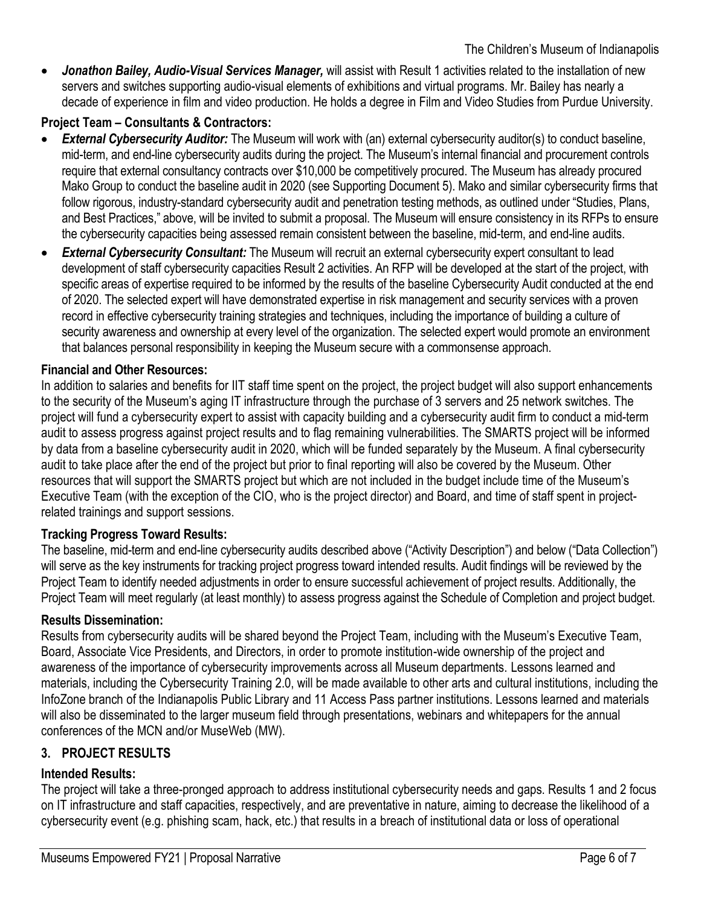- ***Jonathon Bailey, Audio-Visual Services Manager,*** will assist with Result 1 activities related to the installation of new servers and switches supporting audio-visual elements of exhibitions and virtual programs. Mr. Bailey has nearly a decade of experience in film and video production. He holds a degree in Film and Video Studies from Purdue University.

**Project Team – Consultants & Contractors:**

- ***External Cybersecurity Auditor:*** The Museum will work with (an) external cybersecurity auditor(s) to conduct baseline, mid-term, and end-line cybersecurity audits during the project. The Museum's internal financial and procurement controls require that external consultancy contracts over $10,000 be competitively procured. The Museum has already procured Mako Group to conduct the baseline audit in 2020 (see Supporting Document 5). Mako and similar cybersecurity firms that follow rigorous, industry-standard cybersecurity audit and penetration testing methods, as outlined under "Studies, Plans, and Best Practices," above, will be invited to submit a proposal. The Museum will ensure consistency in its RFPs to ensure the cybersecurity capacities being assessed remain consistent between the baseline, mid-term, and end-line audits.
- ***External Cybersecurity Consultant:*** The Museum will recruit an external cybersecurity expert consultant to lead development of staff cybersecurity capacities Result 2 activities. An RFP will be developed at the start of the project, with specific areas of expertise required to be informed by the results of the baseline Cybersecurity Audit conducted at the end of 2020. The selected expert will have demonstrated expertise in risk management and security services with a proven record in effective cybersecurity training strategies and techniques, including the importance of building a culture of security awareness and ownership at every level of the organization. The selected expert would promote an environment that balances personal responsibility in keeping the Museum secure with a commonsense approach.

**Financial and Other Resources:**

In addition to salaries and benefits for IIT staff time spent on the project, the project budget will also support enhancements to the security of the Museum's aging IT infrastructure through the purchase of 3 servers and 25 network switches. The project will fund a cybersecurity expert to assist with capacity building and a cybersecurity audit firm to conduct a mid-term audit to assess progress against project results and to flag remaining vulnerabilities. The SMARTS project will be informed by data from a baseline cybersecurity audit in 2020, which will be funded separately by the Museum. A final cybersecurity audit to take place after the end of the project but prior to final reporting will also be covered by the Museum. Other resources that will support the SMARTS project but which are not included in the budget include time of the Museum's Executive Team (with the exception of the CIO, who is the project director) and Board, and time of staff spent in project-related trainings and support sessions.

**Tracking Progress Toward Results:**

The baseline, mid-term and end-line cybersecurity audits described above ("Activity Description") and below ("Data Collection") will serve as the key instruments for tracking project progress toward intended results. Audit findings will be reviewed by the Project Team to identify needed adjustments in order to ensure successful achievement of project results. Additionally, the Project Team will meet regularly (at least monthly) to assess progress against the Schedule of Completion and project budget.

**Results Dissemination:**

Results from cybersecurity audits will be shared beyond the Project Team, including with the Museum's Executive Team, Board, Associate Vice Presidents, and Directors, in order to promote institution-wide ownership of the project and awareness of the importance of cybersecurity improvements across all Museum departments. Lessons learned and materials, including the Cybersecurity Training 2.0, will be made available to other arts and cultural institutions, including the InfoZone branch of the Indianapolis Public Library and 11 Access Pass partner institutions. Lessons learned and materials will also be disseminated to the larger museum field through presentations, webinars and whitepapers for the annual conferences of the MCN and/or MuseWeb (MW).

## 3. PROJECT RESULTS

**Intended Results:**

The project will take a three-pronged approach to address institutional cybersecurity needs and gaps. Results 1 and 2 focus on IT infrastructure and staff capacities, respectively, and are preventative in nature, aiming to decrease the likelihood of a cybersecurity event (e.g. phishing scam, hack, etc.) that results in a breach of institutional data or loss of operational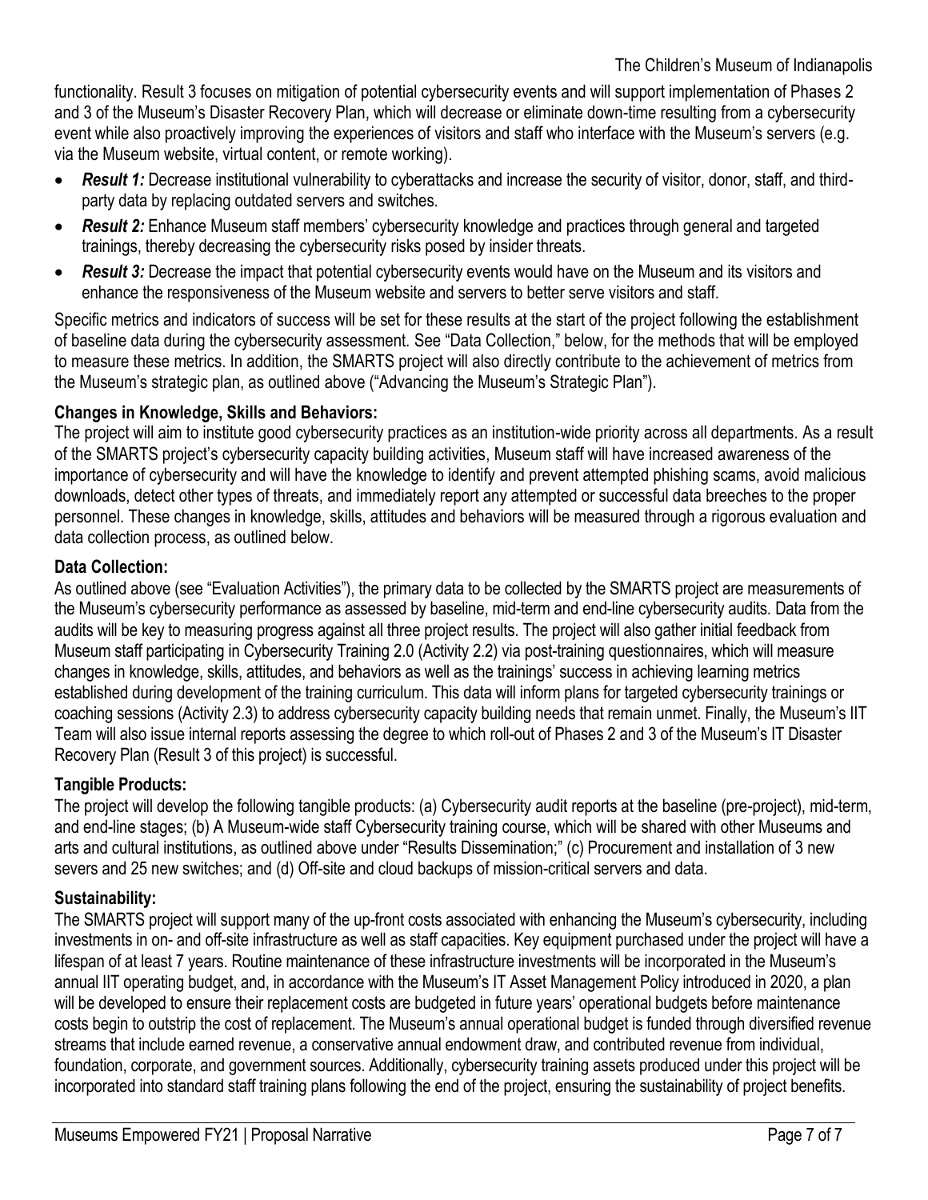functionality. Result 3 focuses on mitigation of potential cybersecurity events and will support implementation of Phases 2 and 3 of the Museum's Disaster Recovery Plan, which will decrease or eliminate down-time resulting from a cybersecurity event while also proactively improving the experiences of visitors and staff who interface with the Museum's servers (e.g. via the Museum website, virtual content, or remote working).

- ***Result 1:*** Decrease institutional vulnerability to cyberattacks and increase the security of visitor, donor, staff, and third-party data by replacing outdated servers and switches.
- ***Result 2:*** Enhance Museum staff members' cybersecurity knowledge and practices through general and targeted trainings, thereby decreasing the cybersecurity risks posed by insider threats.
- ***Result 3:*** Decrease the impact that potential cybersecurity events would have on the Museum and its visitors and enhance the responsiveness of the Museum website and servers to better serve visitors and staff.

Specific metrics and indicators of success will be set for these results at the start of the project following the establishment of baseline data during the cybersecurity assessment. See "Data Collection," below, for the methods that will be employed to measure these metrics. In addition, the SMARTS project will also directly contribute to the achievement of metrics from the Museum's strategic plan, as outlined above ("Advancing the Museum's Strategic Plan").

**Changes in Knowledge, Skills and Behaviors:**

The project will aim to institute good cybersecurity practices as an institution-wide priority across all departments. As a result of the SMARTS project's cybersecurity capacity building activities, Museum staff will have increased awareness of the importance of cybersecurity and will have the knowledge to identify and prevent attempted phishing scams, avoid malicious downloads, detect other types of threats, and immediately report any attempted or successful data breeches to the proper personnel. These changes in knowledge, skills, attitudes and behaviors will be measured through a rigorous evaluation and data collection process, as outlined below.

**Data Collection:**

As outlined above (see "Evaluation Activities"), the primary data to be collected by the SMARTS project are measurements of the Museum's cybersecurity performance as assessed by baseline, mid-term and end-line cybersecurity audits. Data from the audits will be key to measuring progress against all three project results. The project will also gather initial feedback from Museum staff participating in Cybersecurity Training 2.0 (Activity 2.2) via post-training questionnaires, which will measure changes in knowledge, skills, attitudes, and behaviors as well as the trainings' success in achieving learning metrics established during development of the training curriculum. This data will inform plans for targeted cybersecurity trainings or coaching sessions (Activity 2.3) to address cybersecurity capacity building needs that remain unmet. Finally, the Museum's IIT Team will also issue internal reports assessing the degree to which roll-out of Phases 2 and 3 of the Museum's IT Disaster Recovery Plan (Result 3 of this project) is successful.

**Tangible Products:**

The project will develop the following tangible products: (a) Cybersecurity audit reports at the baseline (pre-project), mid-term, and end-line stages; (b) A Museum-wide staff Cybersecurity training course, which will be shared with other Museums and arts and cultural institutions, as outlined above under "Results Dissemination;" (c) Procurement and installation of 3 new severs and 25 new switches; and (d) Off-site and cloud backups of mission-critical servers and data.

**Sustainability:**

The SMARTS project will support many of the up-front costs associated with enhancing the Museum's cybersecurity, including investments in on- and off-site infrastructure as well as staff capacities. Key equipment purchased under the project will have a lifespan of at least 7 years. Routine maintenance of these infrastructure investments will be incorporated in the Museum's annual IIT operating budget, and, in accordance with the Museum's IT Asset Management Policy introduced in 2020, a plan will be developed to ensure their replacement costs are budgeted in future years' operational budgets before maintenance costs begin to outstrip the cost of replacement. The Museum's annual operational budget is funded through diversified revenue streams that include earned revenue, a conservative annual endowment draw, and contributed revenue from individual, foundation, corporate, and government sources. Additionally, cybersecurity training assets produced under this project will be incorporated into standard staff training plans following the end of the project, ensuring the sustainability of project benefits.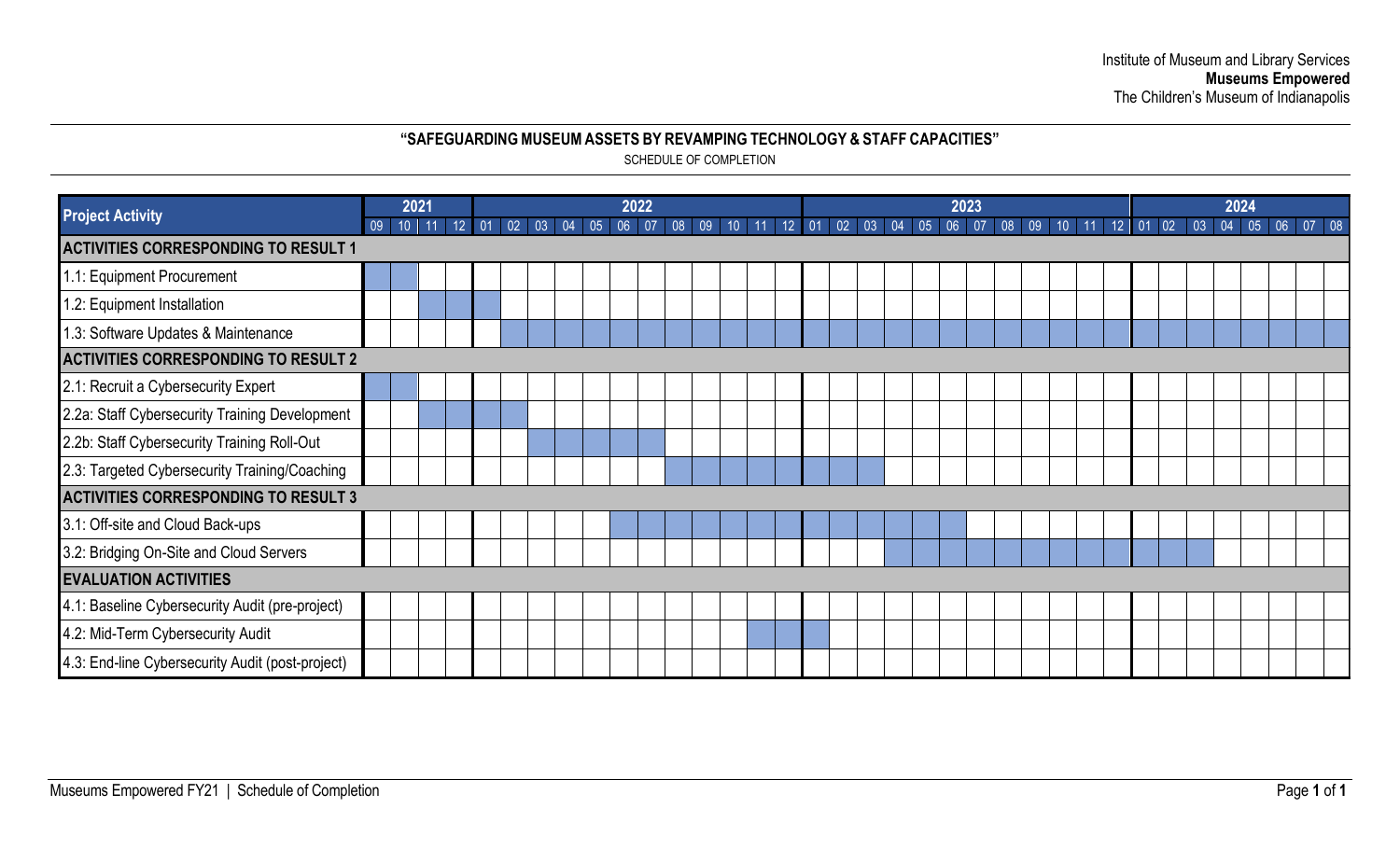## "SAFEGUARDING MUSEUM ASSETS BY REVAMPING TECHNOLOGY & STAFF CAPACITIES"

SCHEDULE OF COMPLETION

| Project Activity | 2021 | | | | 2022 | | | | | | | | | | | | 2023 | | | | | | | | | | | | 2024 | | | | | | | |
|---|---|---|---|---|---|---|---|---|---|---|---|---|---|---|---|---|---|---|---|---|---|---|---|---|---|---|---|---|---|---|---|---|---|---|---|---|
| | 09 | 10 | 11 | 12 | 01 | 02 | 03 | 04 | 05 | 06 | 07 | 08 | 09 | 10 | 11 | 12 | 01 | 02 | 03 | 04 | 05 | 06 | 07 | 08 | 09 | 10 | 11 | 12 | 01 | 02 | 03 | 04 | 05 | 06 | 07 | 08 |
| **ACTIVITIES CORRESPONDING TO RESULT 1** | | | | | | | | | | | | | | | | | | | | | | | | | | | | | | | | | | | | |
| 1.1: Equipment Procurement | ■ | ■ | | | | | | | | | | | | | | | | | | | | | | | | | | | | | | | | | | |
| 1.2: Equipment Installation | | | ■ | ■ | ■ | | | | | | | | | | | | | | | | | | | | | | | | | | | | | | | |
| 1.3: Software Updates & Maintenance | | | | | | ■ | ■ | ■ | ■ | ■ | ■ | ■ | ■ | ■ | ■ | ■ | ■ | ■ | ■ | ■ | ■ | ■ | ■ | ■ | ■ | ■ | ■ | ■ | ■ | ■ | ■ | ■ | ■ | ■ | ■ | ■ |
| **ACTIVITIES CORRESPONDING TO RESULT 2** | | | | | | | | | | | | | | | | | | | | | | | | | | | | | | | | | | | | |
| 2.1: Recruit a Cybersecurity Expert | ■ | ■ | | | | | | | | | | | | | | | | | | | | | | | | | | | | | | | | | | |
| 2.2a: Staff Cybersecurity Training Development | | | ■ | ■ | ■ | ■ | | | | | | | | | | | | | | | | | | | | | | | | | | | | | | |
| 2.2b: Staff Cybersecurity Training Roll-Out | | | | | | | ■ | ■ | ■ | ■ | ■ | | | | | | | | | | | | | | | | | | | | | | | | | |
| 2.3: Targeted Cybersecurity Training/Coaching | | | | | | | | | | | | ■ | ■ | ■ | ■ | ■ | ■ | ■ | ■ | | | | | | | | | | | | | | | | | |
| **ACTIVITIES CORRESPONDING TO RESULT 3** | | | | | | | | | | | | | | | | | | | | | | | | | | | | | | | | | | | | |
| 3.1: Off-site and Cloud Back-ups | | | | | | | | | | ■ | ■ | ■ | ■ | ■ | ■ | ■ | ■ | ■ | ■ | ■ | ■ | ■ | | | | | | | | | | | | | | |
| 3.2: Bridging On-Site and Cloud Servers | | | | | | | | | | | | | | | | | | | | ■ | ■ | ■ | ■ | ■ | ■ | ■ | ■ | ■ | ■ | ■ | ■ | | | | | |
| **EVALUATION ACTIVITIES** | | | | | | | | | | | | | | | | | | | | | | | | | | | | | | | | | | | | |
| 4.1: Baseline Cybersecurity Audit (pre-project) | | | | | | | | | | | | | | | | | | | | | | | | | | | | | | | | | | | | |
| 4.2: Mid-Term Cybersecurity Audit | | | | | | | | | | | | | | | ■ | ■ | ■ | | | | | | | | | | | | | | | | | | | |
| 4.3: End-line Cybersecurity Audit (post-project) | | | | | | | | | | | | | | | | | | | | | | | | | | | | | | | | | | | | |